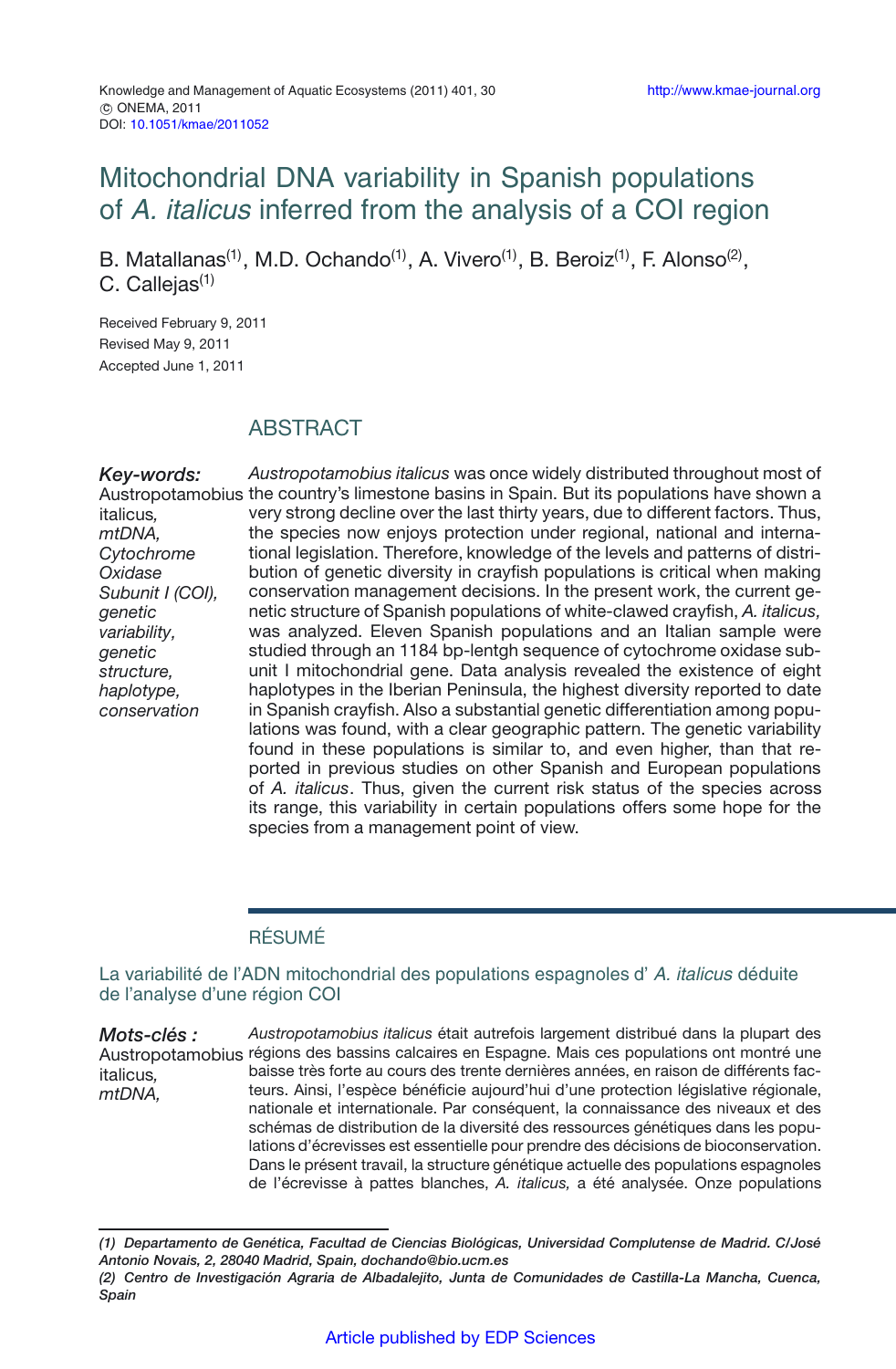Knowledge and Management of Aquatic Ecosystems (2011) 401, 30
© ONEMA, 2011
DOI: 10.1051/kmae/2011052

http://www.kmae-journal.org

# Mitochondrial DNA variability in Spanish populations of *A. italicus* inferred from the analysis of a COI region

B. Matallanas[1], M.D. Ochando[1], A. Vivero[1], B. Beroiz[1], F. Alonso[2], C. Callejas[1]

Received February 9, 2011
Revised May 9, 2011
Accepted June 1, 2011

## ABSTRACT

***Key-words:*** Austropotamobius italicus, *mtDNA, Cytochrome Oxidase Subunit I (COI), genetic variability, genetic structure, haplotype, conservation*

*Austropotamobius italicus* was once widely distributed throughout most of the country's limestone basins in Spain. But its populations have shown a very strong decline over the last thirty years, due to different factors. Thus, the species now enjoys protection under regional, national and international legislation. Therefore, knowledge of the levels and patterns of distribution of genetic diversity in crayfish populations is critical when making conservation management decisions. In the present work, the current genetic structure of Spanish populations of white-clawed crayfish, *A. italicus,* was analyzed. Eleven Spanish populations and an Italian sample were studied through an 1184 bp-lentgh sequence of cytochrome oxidase subunit I mitochondrial gene. Data analysis revealed the existence of eight haplotypes in the Iberian Peninsula, the highest diversity reported to date in Spanish crayfish. Also a substantial genetic differentiation among populations was found, with a clear geographic pattern. The genetic variability found in these populations is similar to, and even higher, than that reported in previous studies on other Spanish and European populations of *A. italicus*. Thus, given the current risk status of the species across its range, this variability in certain populations offers some hope for the species from a management point of view.

## RÉSUMÉ

### La variabilité de l'ADN mitochondrial des populations espagnoles d' *A. italicus* déduite de l'analyse d'une région COI

***Mots-clés :*** Austropotamobius italicus, *mtDNA,*

*Austropotamobius italicus* était autrefois largement distribué dans la plupart des régions des bassins calcaires en Espagne. Mais ces populations ont montré une baisse très forte au cours des trente dernières années, en raison de différents facteurs. Ainsi, l'espèce bénéficie aujourd'hui d'une protection législative régionale, nationale et internationale. Par conséquent, la connaissance des niveaux et des schémas de distribution de la diversité des ressources génétiques dans les populations d'écrevisses est essentielle pour prendre des décisions de bioconservation. Dans le présent travail, la structure génétique actuelle des populations espagnoles de l'écrevisse à pattes blanches, *A. italicus,* a été analysée. Onze populations

---

*(1) Departamento de Genética, Facultad de Ciencias Biológicas, Universidad Complutense de Madrid. C/José Antonio Novais, 2, 28040 Madrid, Spain, dochando@bio.ucm.es*
*(2) Centro de Investigación Agraria de Albadalejito, Junta de Comunidades de Castilla-La Mancha, Cuenca, Spain*

Article published by EDP Sciences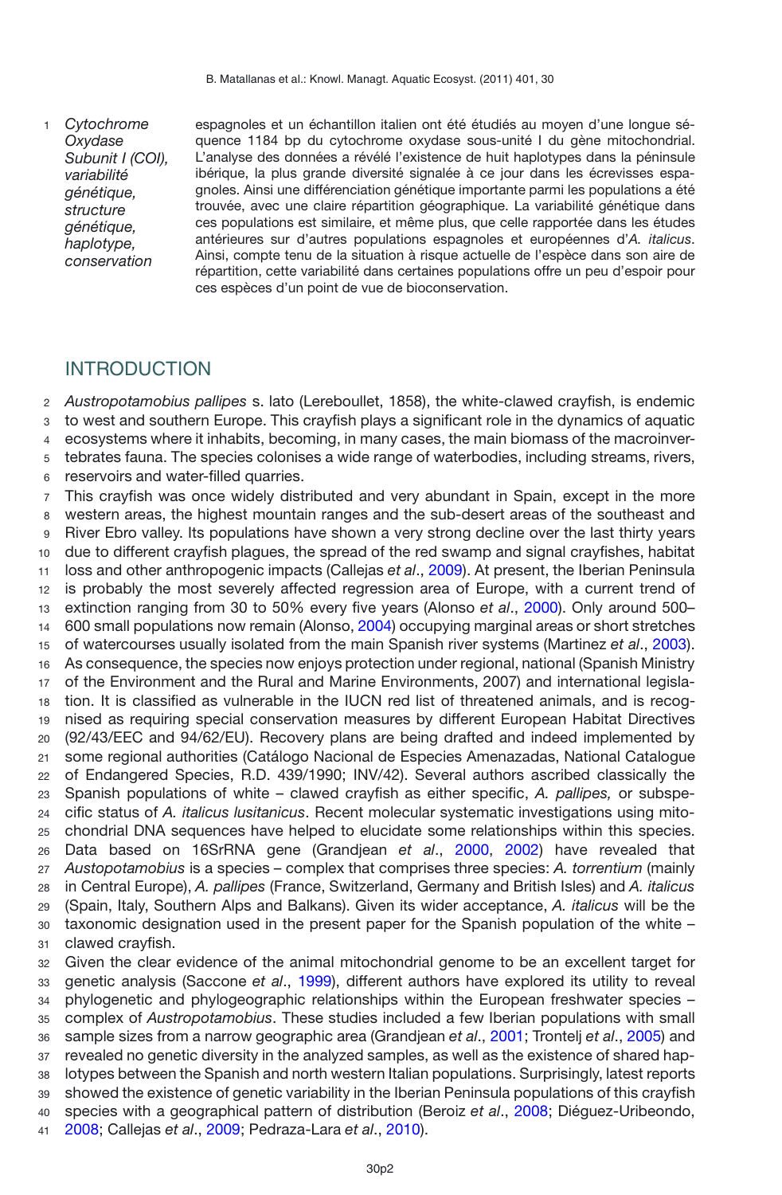*Cytochrome Oxydase Subunit I (COI), variabilité génétique, structure génétique, haplotype, conservation*

espagnoles et un échantillon italien ont été étudiés au moyen d'une longue séquence 1184 bp du cytochrome oxydase sous-unité I du gène mitochondrial. L'analyse des données a révélé l'existence de huit haplotypes dans la péninsule ibérique, la plus grande diversité signalée à ce jour dans les écrevisses espagnoles. Ainsi une différenciation génétique importante parmi les populations a été trouvée, avec une claire répartition géographique. La variabilité génétique dans ces populations est similaire, et même plus, que celle rapportée dans les études antérieures sur d'autres populations espagnoles et européennes d'*A. italicus*. Ainsi, compte tenu de la situation à risque actuelle de l'espèce dans son aire de répartition, cette variabilité dans certaines populations offre un peu d'espoir pour ces espèces d'un point de vue de bioconservation.

## INTRODUCTION

*Austropotamobius pallipes* s. lato (Lereboullet, 1858), the white-clawed crayfish, is endemic to west and southern Europe. This crayfish plays a significant role in the dynamics of aquatic ecosystems where it inhabits, becoming, in many cases, the main biomass of the macroinvertebrates fauna. The species colonises a wide range of waterbodies, including streams, rivers, reservoirs and water-filled quarries.

This crayfish was once widely distributed and very abundant in Spain, except in the more western areas, the highest mountain ranges and the sub-desert areas of the southeast and River Ebro valley. Its populations have shown a very strong decline over the last thirty years due to different crayfish plagues, the spread of the red swamp and signal crayfishes, habitat loss and other anthropogenic impacts (Callejas *et al*., 2009). At present, the Iberian Peninsula is probably the most severely affected regression area of Europe, with a current trend of extinction ranging from 30 to 50% every five years (Alonso *et al*., 2000). Only around 500–600 small populations now remain (Alonso, 2004) occupying marginal areas or short stretches of watercourses usually isolated from the main Spanish river systems (Martinez *et al*., 2003). As consequence, the species now enjoys protection under regional, national (Spanish Ministry of the Environment and the Rural and Marine Environments, 2007) and international legislation. It is classified as vulnerable in the IUCN red list of threatened animals, and is recognised as requiring special conservation measures by different European Habitat Directives (92/43/EEC and 94/62/EU). Recovery plans are being drafted and indeed implemented by some regional authorities (Catálogo Nacional de Especies Amenazadas, National Catalogue of Endangered Species, R.D. 439/1990; INV/42). Several authors ascribed classically the Spanish populations of white – clawed crayfish as either specific, *A. pallipes,* or subspecific status of *A. italicus lusitanicus*. Recent molecular systematic investigations using mitochondrial DNA sequences have helped to elucidate some relationships within this species. Data based on 16SrRNA gene (Grandjean *et al*., 2000, 2002) have revealed that *Austopotamobius* is a species – complex that comprises three species: *A. torrentium* (mainly in Central Europe), *A. pallipes* (France, Switzerland, Germany and British Isles) and *A. italicus* (Spain, Italy, Southern Alps and Balkans). Given its wider acceptance, *A. italicus* will be the taxonomic designation used in the present paper for the Spanish population of the white – clawed crayfish.

Given the clear evidence of the animal mitochondrial genome to be an excellent target for genetic analysis (Saccone *et al*., 1999), different authors have explored its utility to reveal phylogenetic and phylogeographic relationships within the European freshwater species – complex of *Austropotamobius*. These studies included a few Iberian populations with small sample sizes from a narrow geographic area (Grandjean *et al*., 2001; Trontelj *et al*., 2005) and revealed no genetic diversity in the analyzed samples, as well as the existence of shared haplotypes between the Spanish and north western Italian populations. Surprisingly, latest reports showed the existence of genetic variability in the Iberian Peninsula populations of this crayfish species with a geographical pattern of distribution (Beroiz *et al*., 2008; Diéguez-Uribeondo, 2008; Callejas *et al*., 2009; Pedraza-Lara *et al*., 2010).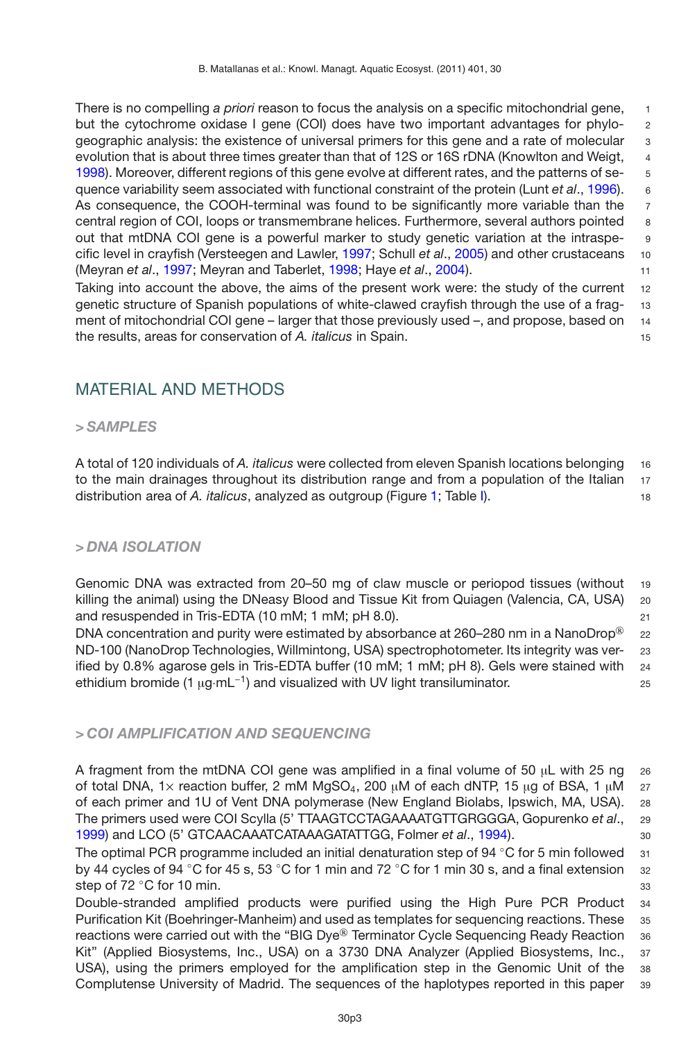There is no compelling *a priori* reason to focus the analysis on a specific mitochondrial gene, but the cytochrome oxidase I gene (COI) does have two important advantages for phylogeographic analysis: the existence of universal primers for this gene and a rate of molecular evolution that is about three times greater than that of 12S or 16S rDNA (Knowlton and Weigt, 1998). Moreover, different regions of this gene evolve at different rates, and the patterns of sequence variability seem associated with functional constraint of the protein (Lunt *et al*., 1996). As consequence, the COOH-terminal was found to be significantly more variable than the central region of COI, loops or transmembrane helices. Furthermore, several authors pointed out that mtDNA COI gene is a powerful marker to study genetic variation at the intraspecific level in crayfish (Versteegen and Lawler, 1997; Schull *et al*., 2005) and other crustaceans (Meyran *et al*., 1997; Meyran and Taberlet, 1998; Haye *et al*., 2004).

Taking into account the above, the aims of the present work were: the study of the current genetic structure of Spanish populations of white-clawed crayfish through the use of a fragment of mitochondrial COI gene – larger that those previously used –, and propose, based on the results, areas for conservation of *A. italicus* in Spain.

# MATERIAL AND METHODS

## > SAMPLES

A total of 120 individuals of *A. italicus* were collected from eleven Spanish locations belonging to the main drainages throughout its distribution range and from a population of the Italian distribution area of *A. italicus*, analyzed as outgroup (Figure 1; Table I).

## > DNA ISOLATION

Genomic DNA was extracted from 20–50 mg of claw muscle or periopod tissues (without killing the animal) using the DNeasy Blood and Tissue Kit from Quiagen (Valencia, CA, USA) and resuspended in Tris-EDTA (10 mM; 1 mM; pH 8.0).

DNA concentration and purity were estimated by absorbance at 260–280 nm in a NanoDrop® ND-100 (NanoDrop Technologies, Willmintong, USA) spectrophotometer. Its integrity was verified by 0.8% agarose gels in Tris-EDTA buffer (10 mM; 1 mM; pH 8). Gels were stained with ethidium bromide (1 $\mu g \cdot mL^{-1}$) and visualized with UV light transiluminator.

## > COI AMPLIFICATION AND SEQUENCING

A fragment from the mtDNA COI gene was amplified in a final volume of 50 μL with 25 ng of total DNA, 1× reaction buffer, 2 mM $MgSO_4$, 200 μM of each dNTP, 15 μg of BSA, 1 μM of each primer and 1U of Vent DNA polymerase (New England Biolabs, Ipswich, MA, USA). The primers used were COI Scylla (5' TTAAGTCCTAGAAAATGTTGRGGGA, Gopurenko *et al*., 1999) and LCO (5' GTCAACAAATCATAAAGATATTGG, Folmer *et al*., 1994).

The optimal PCR programme included an initial denaturation step of 94 °C for 5 min followed by 44 cycles of 94 °C for 45 s, 53 °C for 1 min and 72 °C for 1 min 30 s, and a final extension step of 72 °C for 10 min.

Double-stranded amplified products were purified using the High Pure PCR Product Purification Kit (Boehringer-Manheim) and used as templates for sequencing reactions. These reactions were carried out with the "BIG Dye® Terminator Cycle Sequencing Ready Reaction Kit" (Applied Biosystems, Inc., USA) on a 3730 DNA Analyzer (Applied Biosystems, Inc., USA), using the primers employed for the amplification step in the Genomic Unit of the Complutense University of Madrid. The sequences of the haplotypes reported in this paper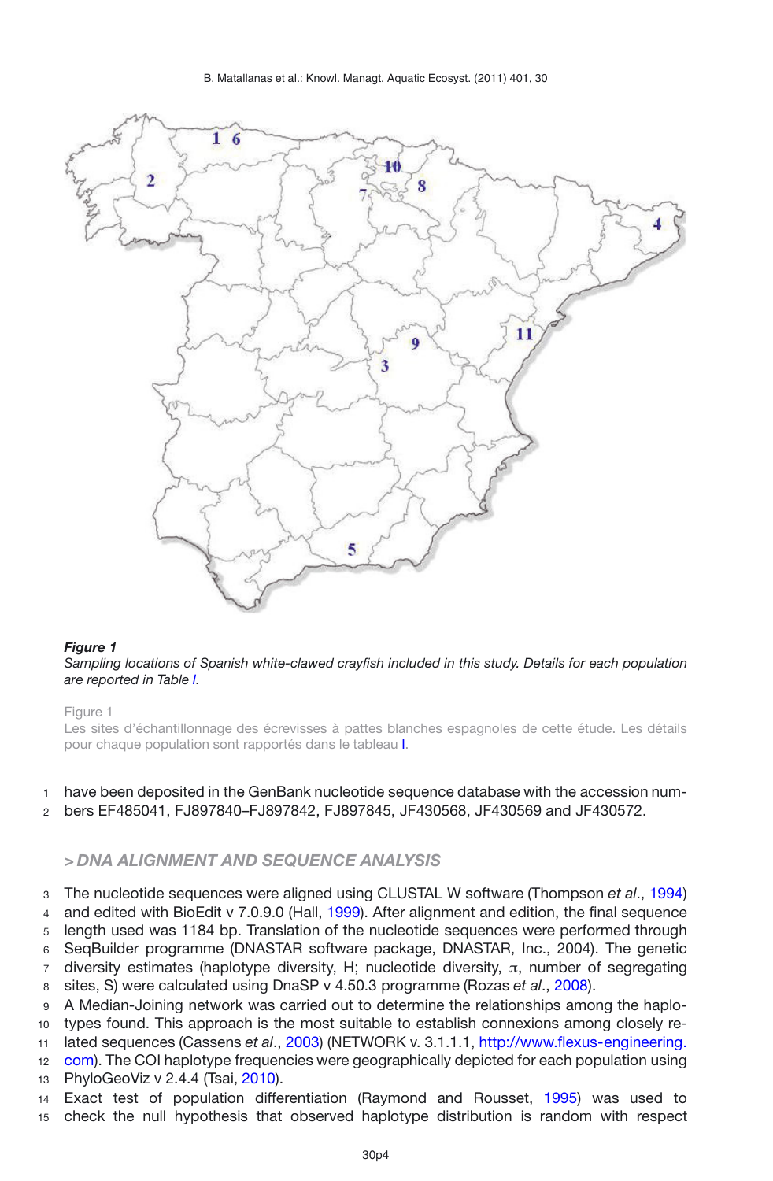***Figure 1***
*Sampling locations of Spanish white-clawed crayfish included in this study. Details for each population are reported in Table I.*

Figure 1
Les sites d'échantillonnage des écrevisses à pattes blanches espagnoles de cette étude. Les détails pour chaque population sont rapportés dans le tableau I.

have been deposited in the GenBank nucleotide sequence database with the accession numbers EF485041, FJ897840–FJ897842, FJ897845, JF430568, JF430569 and JF430572.

## > *DNA ALIGNMENT AND SEQUENCE ANALYSIS*

The nucleotide sequences were aligned using CLUSTAL W software (Thompson *et al*., 1994) and edited with BioEdit v 7.0.9.0 (Hall, 1999). After alignment and edition, the final sequence length used was 1184 bp. Translation of the nucleotide sequences were performed through SeqBuilder programme (DNASTAR software package, DNASTAR, Inc., 2004). The genetic diversity estimates (haplotype diversity, H; nucleotide diversity, $\pi$, number of segregating sites, S) were calculated using DnaSP v 4.50.3 programme (Rozas *et al*., 2008).
A Median-Joining network was carried out to determine the relationships among the haplotypes found. This approach is the most suitable to establish connexions among closely related sequences (Cassens *et al*., 2003) (NETWORK v. 3.1.1.1, http://www.flexus-engineering.com). The COI haplotype frequencies were geographically depicted for each population using PhyloGeoViz v 2.4.4 (Tsai, 2010).
Exact test of population differentiation (Raymond and Rousset, 1995) was used to check the null hypothesis that observed haplotype distribution is random with respect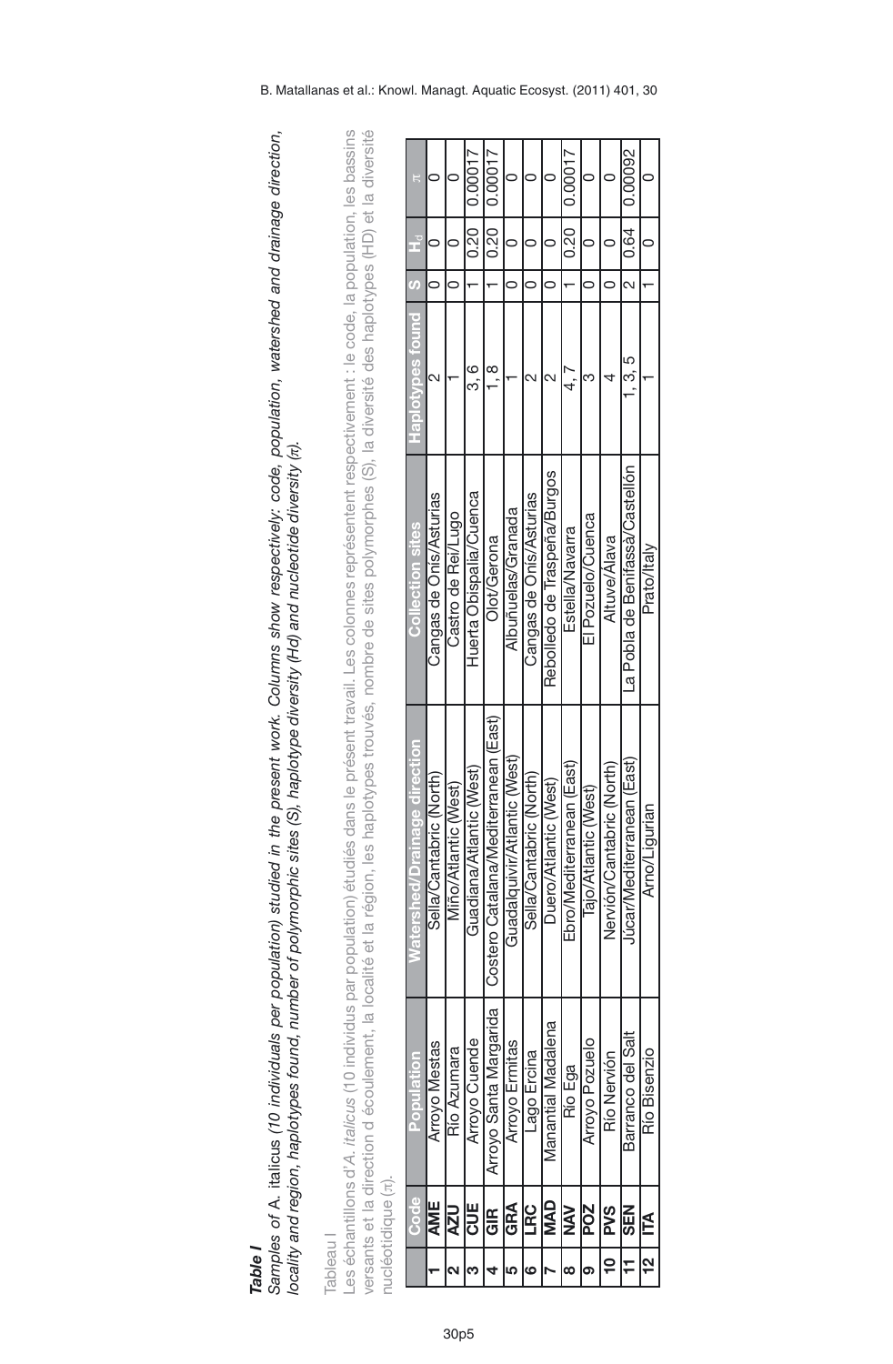***Table I***

*Samples of* A. italicus *(10 individuals per population) studied in the present work. Columns show respectively: code, population, watershed and drainage direction, locality and region, haplotypes found, number of polymorphic sites (S), haplotype diversity (Hd) and nucleotide diversity (π).*

Tableau I

Les échantillons d'*A. italicus* (10 individus par population) étudiés dans le présent travail. Les colonnes représentent respectivement : le code, la population, les bassins versants et la direction d'écoulement, la localité et la région, les haplotypes trouvés, nombre de sites polymorphes (S), la diversité des haplotypes (HD) et la diversité nucléotidique (π).

| | Code | Population | Watershed/Drainage direction | Collection sites | Haplotypes found | S | $H_d$ | $\pi$ |
|---|---|---|---|---|---|---|---|---|
| **1** | **AME** | Arroyo Mestas | Sella/Cantabric (North) | Cangas de Onís/Asturias | 2 | 0 | 0 | 0 |
| **2** | **AZU** | Río Azumara | Miño/Atlantic (West) | Castro de Rei/Lugo | 1 | 0 | 0 | 0 |
| **3** | **CUE** | Arroyo Cuende | Guadiana/Atlantic (West) | Huerta Obispalía/Cuenca | 3, 6 | 1 | 0.20 | 0.00017 |
| **4** | **GIR** | Arroyo Santa Margarida | Costero Catalana/Mediterranean (East) | Olot/Gerona | 1, 8 | 1 | 0.20 | 0.00017 |
| **5** | **GRA** | Arroyo Ermitas | Guadalquivir/Atlantic (West) | Albuñuelas/Granada | 1 | 0 | 0 | 0 |
| **6** | **LRC** | Lago Ercina | Sella/Cantabric (North) | Cangas de Onís/Asturias | 2 | 0 | 0 | 0 |
| **7** | **MAD** | Manantial Madalena | Duero/Atlantic (West) | Rebolledo de Traspeña/Burgos | 2 | 0 | 0 | 0 |
| **8** | **NAV** | Río Ega | Ebro/Mediterranean (East) | Estella/Navarra | 4, 7 | 1 | 0.20 | 0.00017 |
| **9** | **POZ** | Arroyo Pozuelo | Tajo/Atlantic (West) | El Pozuelo/Cuenca | 3 | 0 | 0 | 0 |
| **10** | **PVS** | Río Nervión | Nervión/Cantabric (North) | Altuve/Álava | 4 | 0 | 0 | 0 |
| **11** | **SEN** | Barranco del Salt | Júcar/Mediterranean (East) | La Pobla de Benifassà/Castellón | 1, 3, 5 | 2 | 0.64 | 0.00092 |
| **12** | **ITA** | Río Bisenzio | Arno/Ligurian | Prato/Italy | 1 | 1 | 0 | 0 |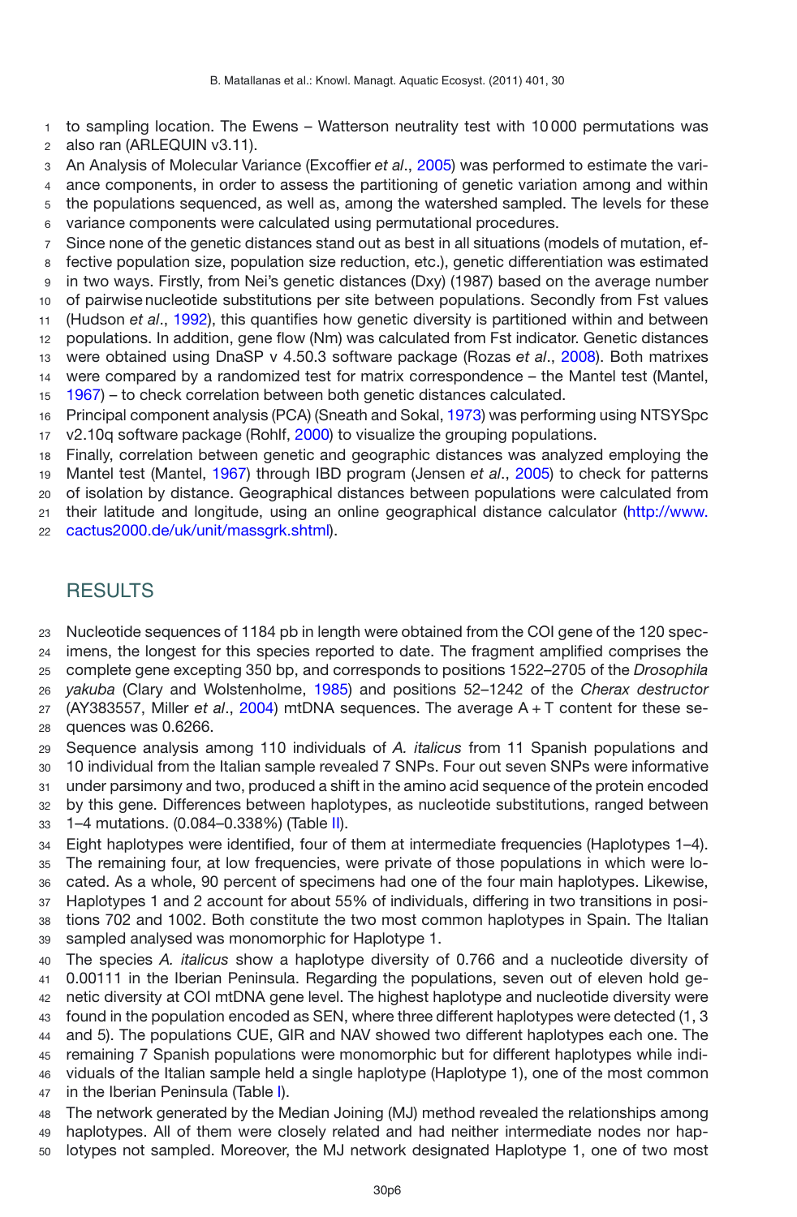to sampling location. The Ewens – Watterson neutrality test with 10 000 permutations was also ran (ARLEQUIN v3.11).

An Analysis of Molecular Variance (Excoffier *et al*., 2005) was performed to estimate the variance components, in order to assess the partitioning of genetic variation among and within the populations sequenced, as well as, among the watershed sampled. The levels for these variance components were calculated using permutational procedures.

Since none of the genetic distances stand out as best in all situations (models of mutation, effective population size, population size reduction, etc.), genetic differentiation was estimated in two ways. Firstly, from Nei's genetic distances (Dxy) (1987) based on the average number of pairwise nucleotide substitutions per site between populations. Secondly from Fst values (Hudson *et al*., 1992), this quantifies how genetic diversity is partitioned within and between populations. In addition, gene flow (Nm) was calculated from Fst indicator. Genetic distances were obtained using DnaSP v 4.50.3 software package (Rozas *et al*., 2008). Both matrixes were compared by a randomized test for matrix correspondence – the Mantel test (Mantel, 1967) – to check correlation between both genetic distances calculated.

Principal component analysis (PCA) (Sneath and Sokal, 1973) was performing using NTSYSpc v2.10q software package (Rohlf, 2000) to visualize the grouping populations.

Finally, correlation between genetic and geographic distances was analyzed employing the Mantel test (Mantel, 1967) through IBD program (Jensen *et al*., 2005) to check for patterns of isolation by distance. Geographical distances between populations were calculated from their latitude and longitude, using an online geographical distance calculator (http://www.cactus2000.de/uk/unit/massgrk.shtml).

# RESULTS

Nucleotide sequences of 1184 pb in length were obtained from the COI gene of the 120 specimens, the longest for this species reported to date. The fragment amplified comprises the complete gene excepting 350 bp, and corresponds to positions 1522–2705 of the *Drosophila yakuba* (Clary and Wolstenholme, 1985) and positions 52–1242 of the *Cherax destructor* (AY383557, Miller *et al*., 2004) mtDNA sequences. The average A + T content for these sequences was 0.6266.

Sequence analysis among 110 individuals of *A. italicus* from 11 Spanish populations and 10 individual from the Italian sample revealed 7 SNPs. Four out seven SNPs were informative under parsimony and two, produced a shift in the amino acid sequence of the protein encoded by this gene. Differences between haplotypes, as nucleotide substitutions, ranged between 1–4 mutations. (0.084–0.338%) (Table II).

Eight haplotypes were identified, four of them at intermediate frequencies (Haplotypes 1–4). The remaining four, at low frequencies, were private of those populations in which were located. As a whole, 90 percent of specimens had one of the four main haplotypes. Likewise, Haplotypes 1 and 2 account for about 55% of individuals, differing in two transitions in positions 702 and 1002. Both constitute the two most common haplotypes in Spain. The Italian sampled analysed was monomorphic for Haplotype 1.

The species *A. italicus* show a haplotype diversity of 0.766 and a nucleotide diversity of 0.00111 in the Iberian Peninsula. Regarding the populations, seven out of eleven hold genetic diversity at COI mtDNA gene level. The highest haplotype and nucleotide diversity were found in the population encoded as SEN, where three different haplotypes were detected (1, 3 and 5). The populations CUE, GIR and NAV showed two different haplotypes each one. The remaining 7 Spanish populations were monomorphic but for different haplotypes while individuals of the Italian sample held a single haplotype (Haplotype 1), one of the most common in the Iberian Peninsula (Table I).

The network generated by the Median Joining (MJ) method revealed the relationships among haplotypes. All of them were closely related and had neither intermediate nodes nor haplotypes not sampled. Moreover, the MJ network designated Haplotype 1, one of two most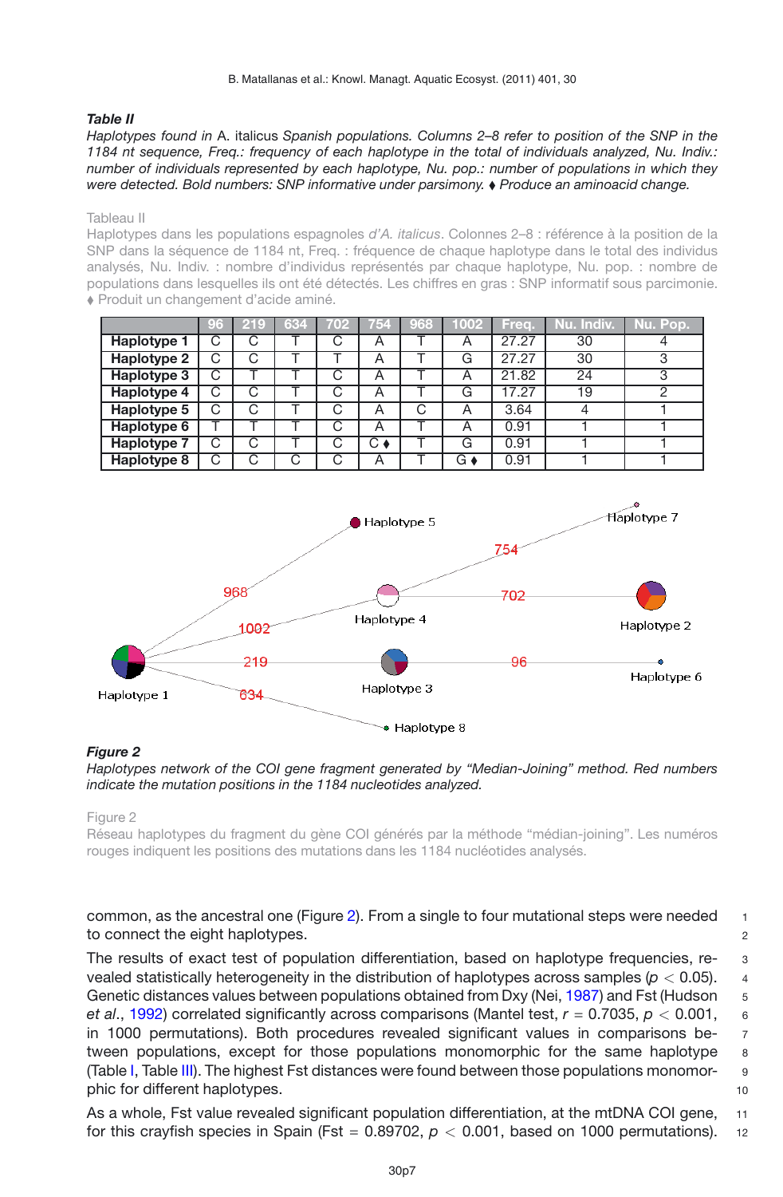***Table II***

*Haplotypes found in* A. italicus *Spanish populations. Columns 2–8 refer to position of the SNP in the 1184 nt sequence, Freq.: frequency of each haplotype in the total of individuals analyzed, Nu. Indiv.: number of individuals represented by each haplotype, Nu. pop.: number of populations in which they were detected. Bold numbers: SNP informative under parsimony. ♦ Produce an aminoacid change.*

Tableau II

Haplotypes dans les populations espagnoles *d'A. italicus*. Colonnes 2–8 : référence à la position de la SNP dans la séquence de 1184 nt, Freq. : fréquence de chaque haplotype dans le total des individus analysés, Nu. Indiv. : nombre d'individus représentés par chaque haplotype, Nu. pop. : nombre de populations dans lesquelles ils ont été détectés. Les chiffres en gras : SNP informatif sous parcimonie. ♦ Produit un changement d'acide aminé.

| | 96 | 219 | 634 | 702 | 754 | 968 | 1002 | Freq. | Nu. Indiv. | Nu. Pop. |
|---|---|---|---|---|---|---|---|---|---|---|
| **Haplotype 1** | C | C | T | C | A | T | A | 27.27 | 30 | 4 |
| **Haplotype 2** | C | C | T | T | A | T | G | 27.27 | 30 | 3 |
| **Haplotype 3** | C | T | T | C | A | T | A | 21.82 | 24 | 3 |
| **Haplotype 4** | C | C | T | C | A | T | G | 17.27 | 19 | 2 |
| **Haplotype 5** | C | C | T | C | A | C | A | 3.64 | 4 | 1 |
| **Haplotype 6** | T | T | T | C | A | T | A | 0.91 | 1 | 1 |
| **Haplotype 7** | C | C | T | C | C ♦ | T | G | 0.91 | 1 | 1 |
| **Haplotype 8** | C | C | C | C | A | T | G ♦ | 0.91 | 1 | 1 |

***Figure 2***

*Haplotypes network of the COI gene fragment generated by "Median-Joining" method. Red numbers indicate the mutation positions in the 1184 nucleotides analyzed.*

Figure 2

Réseau haplotypes du fragment du gène COI générés par la méthode "médian-joining". Les numéros rouges indiquent les positions des mutations dans les 1184 nucléotides analysés.

common, as the ancestral one (Figure 2). From a single to four mutational steps were needed to connect the eight haplotypes.

The results of exact test of population differentiation, based on haplotype frequencies, revealed statistically heterogeneity in the distribution of haplotypes across samples ($p < 0.05$). Genetic distances values between populations obtained from Dxy (Nei, 1987) and Fst (Hudson *et al*., 1992) correlated significantly across comparisons (Mantel test, $r = 0.7035$, $p < 0.001$, in 1000 permutations). Both procedures revealed significant values in comparisons between populations, except for those populations monomorphic for the same haplotype (Table I, Table III). The highest Fst distances were found between those populations monomorphic for different haplotypes.

As a whole, Fst value revealed significant population differentiation, at the mtDNA COI gene, for this crayfish species in Spain (Fst = 0.89702, $p < 0.001$, based on 1000 permutations).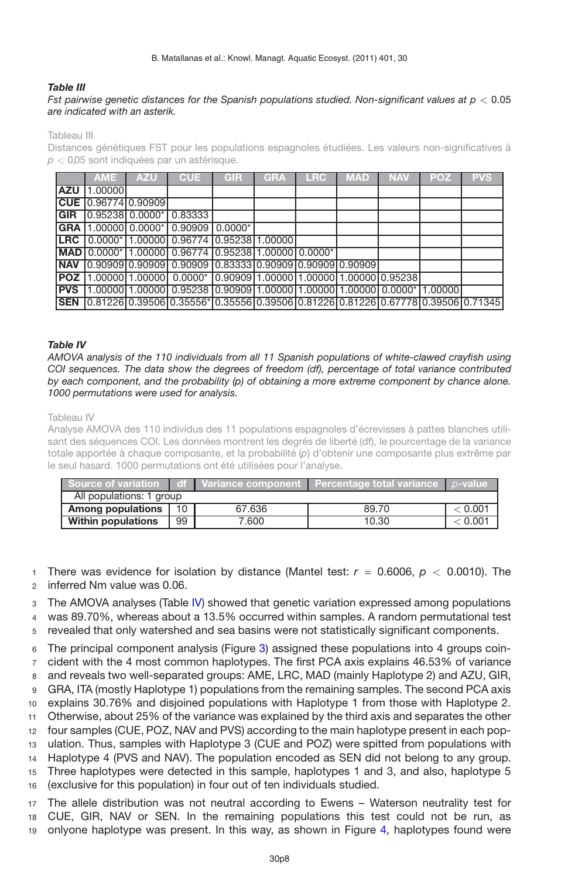***Table III***

*Fst pairwise genetic distances for the Spanish populations studied. Non-significant values at $p < 0.05$ are indicated with an asterik.*

Tableau III

Distances génétiques FST pour les populations espagnoles étudiées. Les valeurs non-significatives à $p < 0{,}05$ sont indiquées par un astérisque.

| | AME | AZU | CUE | GIR | GRA | LRC | MAD | NAV | POZ | PVS |
|---|---|---|---|---|---|---|---|---|---|---|
| **AZU** | 1.00000 | | | | | | | | | |
| **CUE** | 0.96774 | 0.90909 | | | | | | | | |
| **GIR** | 0.95238 | 0.0000* | 0.83333 | | | | | | | |
| **GRA** | 1.00000 | 0.0000* | 0.90909 | 0.0000* | | | | | | |
| **LRC** | 0.0000* | 1.00000 | 0.96774 | 0.95238 | 1.00000 | | | | | |
| **MAD** | 0.0000* | 1.00000 | 0.96774 | 0.95238 | 1.00000 | 0.0000* | | | | |
| **NAV** | 0.90909 | 0.90909 | 0.90909 | 0.83333 | 0.90909 | 0.90909 | 0.90909 | | | |
| **POZ** | 1.00000 | 1.00000 | 0.0000* | 0.90909 | 1.00000 | 1.00000 | 1.00000 | 0.95238 | | |
| **PVS** | 1.00000 | 1.00000 | 0.95238 | 0.90909 | 1.00000 | 1.00000 | 1.00000 | 0.0000* | 1.00000 | |
| **SEN** | 0.81226 | 0.39506 | 0.35556* | 0.35556 | 0.39506 | 0.81226 | 0.81226 | 0.67778 | 0.39506 | 0.71345 |

***Table IV***

*AMOVA analysis of the 110 individuals from all 11 Spanish populations of white-clawed crayfish using COI sequences. The data show the degrees of freedom (df), percentage of total variance contributed by each component, and the probability (p) of obtaining a more extreme component by chance alone. 1000 permutations were used for analysis.*

Tableau IV

Analyse AMOVA des 110 individus des 11 populations espagnoles d'écrevisses à pattes blanches utilisant des séquences COI. Les données montrent les degrés de liberté (df), le pourcentage de la variance totale apportée à chaque composante, et la probabilité (*p*) d'obtenir une composante plus extrême par le seul hasard. 1000 permutations ont été utilisées pour l'analyse.

| Source of variation | df | Variance component | Percentage total variance | *p*-value |
|---|---|---|---|---|
| All populations: 1 group | | | | |
| **Among populations** | 10 | 67.636 | 89.70 | $< 0.001$ |
| **Within populations** | 99 | 7.600 | 10.30 | $< 0.001$ |

There was evidence for isolation by distance (Mantel test: $r = 0.6006$, $p < 0.0010$). The inferred Nm value was 0.06.

The AMOVA analyses (Table IV) showed that genetic variation expressed among populations was 89.70%, whereas about a 13.5% occurred within samples. A random permutational test revealed that only watershed and sea basins were not statistically significant components.

The principal component analysis (Figure 3) assigned these populations into 4 groups coincident with the 4 most common haplotypes. The first PCA axis explains 46.53% of variance and reveals two well-separated groups: AME, LRC, MAD (mainly Haplotype 2) and AZU, GIR, GRA, ITA (mostly Haplotype 1) populations from the remaining samples. The second PCA axis explains 30.76% and disjoined populations with Haplotype 1 from those with Haplotype 2. Otherwise, about 25% of the variance was explained by the third axis and separates the other four samples (CUE, POZ, NAV and PVS) according to the main haplotype present in each population. Thus, samples with Haplotype 3 (CUE and POZ) were spitted from populations with Haplotype 4 (PVS and NAV). The population encoded as SEN did not belong to any group. Three haplotypes were detected in this sample, haplotypes 1 and 3, and also, haplotype 5 (exclusive for this population) in four out of ten individuals studied.

The allele distribution was not neutral according to Ewens – Waterson neutrality test for CUE, GIR, NAV or SEN. In the remaining populations this test could not be run, as onlyone haplotype was present. In this way, as shown in Figure 4, haplotypes found were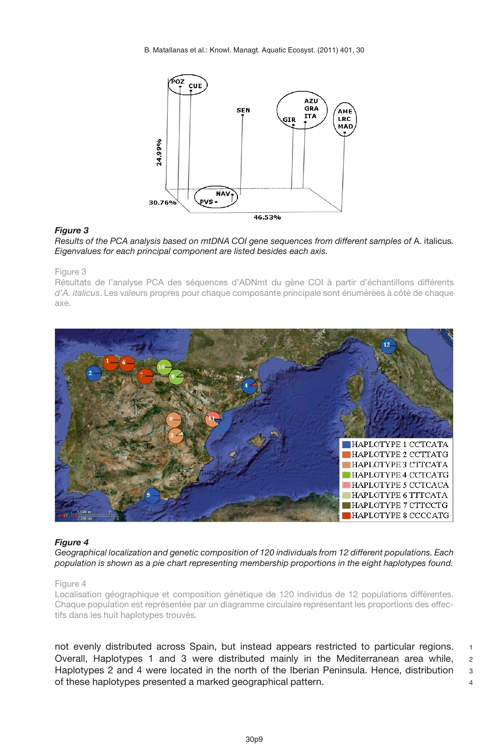***Figure 3***
*Results of the PCA analysis based on mtDNA COI gene sequences from different samples of* A. italicus*. Eigenvalues for each principal component are listed besides each axis.*

Figure 3
Résultats de l'analyse PCA des séquences d'ADNmt du gène COI à partir d'échantillons différents *d'A. italicus*. Les valeurs propres pour chaque composante principale sont énumérées à côté de chaque axe.

***Figure 4***
*Geographical localization and genetic composition of 120 individuals from 12 different populations. Each population is shown as a pie chart representing membership proportions in the eight haplotypes found.*

Figure 4
Localisation géographique et composition génétique de 120 individus de 12 populations différentes. Chaque population est représentée par un diagramme circulaire représentant les proportions des effectifs dans les huit haplotypes trouvés.

not evenly distributed across Spain, but instead appears restricted to particular regions. Overall, Haplotypes 1 and 3 were distributed mainly in the Mediterranean area while, Haplotypes 2 and 4 were located in the north of the Iberian Peninsula. Hence, distribution of these haplotypes presented a marked geographical pattern.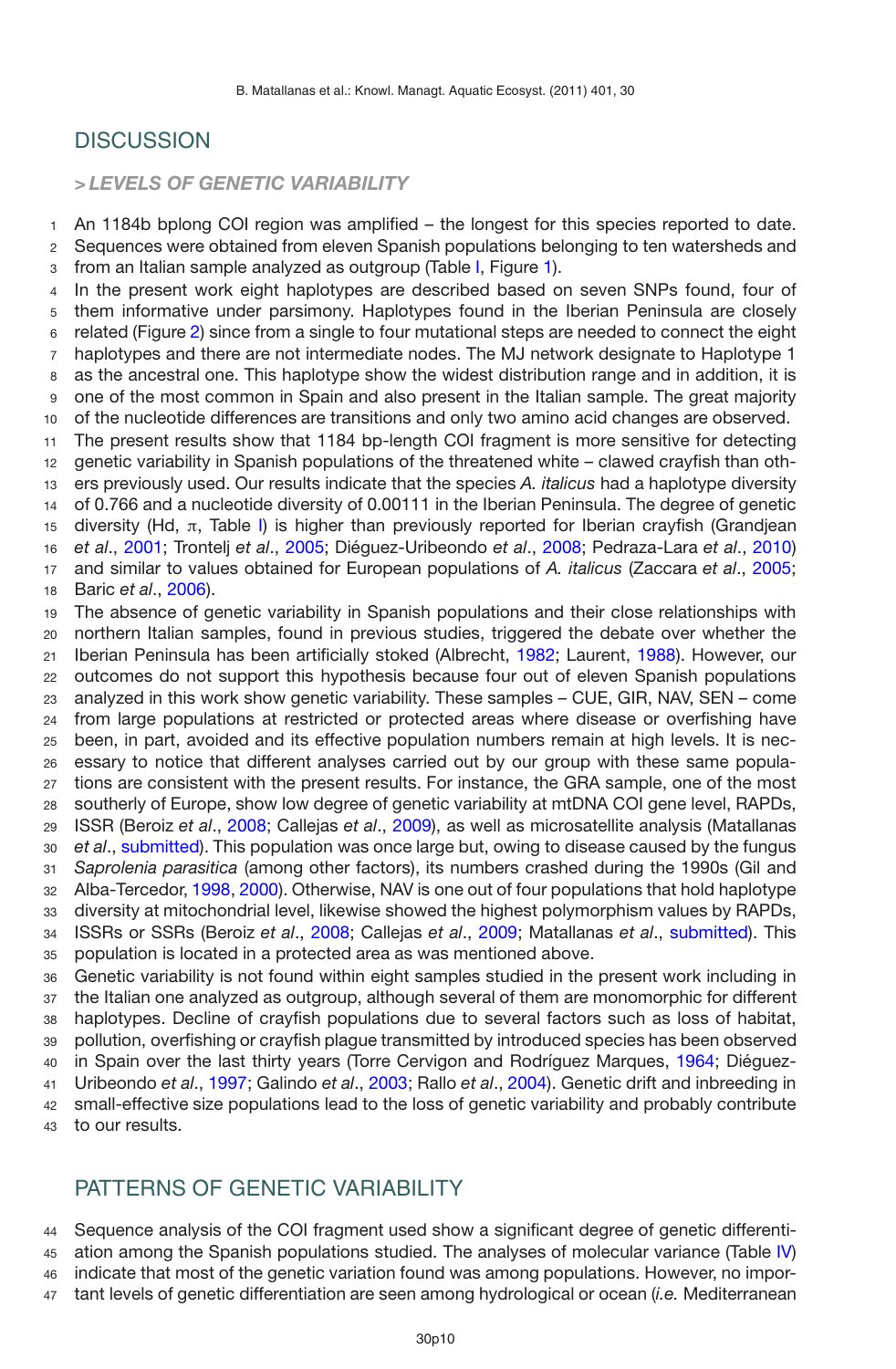# DISCUSSION

## > *LEVELS OF GENETIC VARIABILITY*

An 1184b bplong COI region was amplified – the longest for this species reported to date. Sequences were obtained from eleven Spanish populations belonging to ten watersheds and from an Italian sample analyzed as outgroup (Table I, Figure 1).

In the present work eight haplotypes are described based on seven SNPs found, four of them informative under parsimony. Haplotypes found in the Iberian Peninsula are closely related (Figure 2) since from a single to four mutational steps are needed to connect the eight haplotypes and there are not intermediate nodes. The MJ network designate to Haplotype 1 as the ancestral one. This haplotype show the widest distribution range and in addition, it is one of the most common in Spain and also present in the Italian sample. The great majority of the nucleotide differences are transitions and only two amino acid changes are observed.

The present results show that 1184 bp-length COI fragment is more sensitive for detecting genetic variability in Spanish populations of the threatened white – clawed crayfish than others previously used. Our results indicate that the species *A. italicus* had a haplotype diversity of 0.766 and a nucleotide diversity of 0.00111 in the Iberian Peninsula. The degree of genetic diversity (Hd, $\pi$, Table I) is higher than previously reported for Iberian crayfish (Grandjean *et al*., 2001; Trontelj *et al*., 2005; Diéguez-Uribeondo *et al*., 2008; Pedraza-Lara *et al*., 2010) and similar to values obtained for European populations of *A. italicus* (Zaccara *et al*., 2005; Baric *et al*., 2006).

The absence of genetic variability in Spanish populations and their close relationships with northern Italian samples, found in previous studies, triggered the debate over whether the Iberian Peninsula has been artificially stoked (Albrecht, 1982; Laurent, 1988). However, our outcomes do not support this hypothesis because four out of eleven Spanish populations analyzed in this work show genetic variability. These samples – CUE, GIR, NAV, SEN – come from large populations at restricted or protected areas where disease or overfishing have been, in part, avoided and its effective population numbers remain at high levels. It is necessary to notice that different analyses carried out by our group with these same populations are consistent with the present results. For instance, the GRA sample, one of the most southerly of Europe, show low degree of genetic variability at mtDNA COI gene level, RAPDs, ISSR (Beroiz *et al*., 2008; Callejas *et al*., 2009), as well as microsatellite analysis (Matallanas *et al*., submitted). This population was once large but, owing to disease caused by the fungus *Saprolenia parasitica* (among other factors), its numbers crashed during the 1990s (Gil and Alba-Tercedor, 1998, 2000). Otherwise, NAV is one out of four populations that hold haplotype diversity at mitochondrial level, likewise showed the highest polymorphism values by RAPDs, ISSRs or SSRs (Beroiz *et al*., 2008; Callejas *et al*., 2009; Matallanas *et al*., submitted). This population is located in a protected area as was mentioned above.

Genetic variability is not found within eight samples studied in the present work including in the Italian one analyzed as outgroup, although several of them are monomorphic for different haplotypes. Decline of crayfish populations due to several factors such as loss of habitat, pollution, overfishing or crayfish plague transmitted by introduced species has been observed in Spain over the last thirty years (Torre Cervigon and Rodríguez Marques, 1964; Diéguez-Uribeondo *et al*., 1997; Galindo *et al*., 2003; Rallo *et al*., 2004). Genetic drift and inbreeding in small-effective size populations lead to the loss of genetic variability and probably contribute to our results.

# PATTERNS OF GENETIC VARIABILITY

Sequence analysis of the COI fragment used show a significant degree of genetic differentiation among the Spanish populations studied. The analyses of molecular variance (Table IV) indicate that most of the genetic variation found was among populations. However, no important levels of genetic differentiation are seen among hydrological or ocean (*i.e.* Mediterranean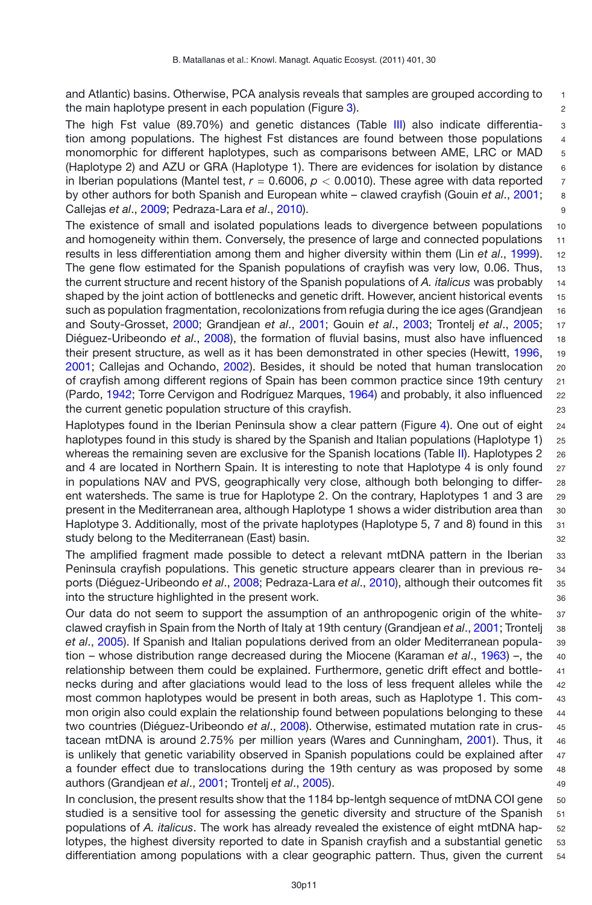and Atlantic) basins. Otherwise, PCA analysis reveals that samples are grouped according to the main haplotype present in each population (Figure 3).

The high Fst value (89.70%) and genetic distances (Table III) also indicate differentiation among populations. The highest Fst distances are found between those populations monomorphic for different haplotypes, such as comparisons between AME, LRC or MAD (Haplotype 2) and AZU or GRA (Haplotype 1). There are evidences for isolation by distance in Iberian populations (Mantel test, $r = 0.6006$, $p < 0.0010$). These agree with data reported by other authors for both Spanish and European white – clawed crayfish (Gouin *et al*., 2001; Callejas *et al*., 2009; Pedraza-Lara *et al*., 2010).

The existence of small and isolated populations leads to divergence between populations and homogeneity within them. Conversely, the presence of large and connected populations results in less differentiation among them and higher diversity within them (Lin *et al*., 1999). The gene flow estimated for the Spanish populations of crayfish was very low, 0.06. Thus, the current structure and recent history of the Spanish populations of *A. italicus* was probably shaped by the joint action of bottlenecks and genetic drift. However, ancient historical events such as population fragmentation, recolonizations from refugia during the ice ages (Grandjean and Souty-Grosset, 2000; Grandjean *et al*., 2001; Gouin *et al*., 2003; Trontelj *et al*., 2005; Diéguez-Uribeondo *et al*., 2008), the formation of fluvial basins, must also have influenced their present structure, as well as it has been demonstrated in other species (Hewitt, 1996, 2001; Callejas and Ochando, 2002). Besides, it should be noted that human translocation of crayfish among different regions of Spain has been common practice since 19th century (Pardo, 1942; Torre Cervigon and Rodríguez Marques, 1964) and probably, it also influenced the current genetic population structure of this crayfish.

Haplotypes found in the Iberian Peninsula show a clear pattern (Figure 4). One out of eight haplotypes found in this study is shared by the Spanish and Italian populations (Haplotype 1) whereas the remaining seven are exclusive for the Spanish locations (Table II). Haplotypes 2 and 4 are located in Northern Spain. It is interesting to note that Haplotype 4 is only found in populations NAV and PVS, geographically very close, although both belonging to different watersheds. The same is true for Haplotype 2. On the contrary, Haplotypes 1 and 3 are present in the Mediterranean area, although Haplotype 1 shows a wider distribution area than Haplotype 3. Additionally, most of the private haplotypes (Haplotype 5, 7 and 8) found in this study belong to the Mediterranean (East) basin.

The amplified fragment made possible to detect a relevant mtDNA pattern in the Iberian Peninsula crayfish populations. This genetic structure appears clearer than in previous reports (Diéguez-Uribeondo *et al*., 2008; Pedraza-Lara *et al*., 2010), although their outcomes fit into the structure highlighted in the present work.

Our data do not seem to support the assumption of an anthropogenic origin of the white-clawed crayfish in Spain from the North of Italy at 19th century (Grandjean *et al*., 2001; Trontelj *et al*., 2005). If Spanish and Italian populations derived from an older Mediterranean population – whose distribution range decreased during the Miocene (Karaman *et al*., 1963) –, the relationship between them could be explained. Furthermore, genetic drift effect and bottlenecks during and after glaciations would lead to the loss of less frequent alleles while the most common haplotypes would be present in both areas, such as Haplotype 1. This common origin also could explain the relationship found between populations belonging to these two countries (Diéguez-Uribeondo *et al*., 2008). Otherwise, estimated mutation rate in crustacean mtDNA is around 2.75% per million years (Wares and Cunningham, 2001). Thus, it is unlikely that genetic variability observed in Spanish populations could be explained after a founder effect due to translocations during the 19th century as was proposed by some authors (Grandjean *et al*., 2001; Trontelj *et al*., 2005).

In conclusion, the present results show that the 1184 bp-lentgh sequence of mtDNA COI gene studied is a sensitive tool for assessing the genetic diversity and structure of the Spanish populations of *A. italicus*. The work has already revealed the existence of eight mtDNA haplotypes, the highest diversity reported to date in Spanish crayfish and a substantial genetic differentiation among populations with a clear geographic pattern. Thus, given the current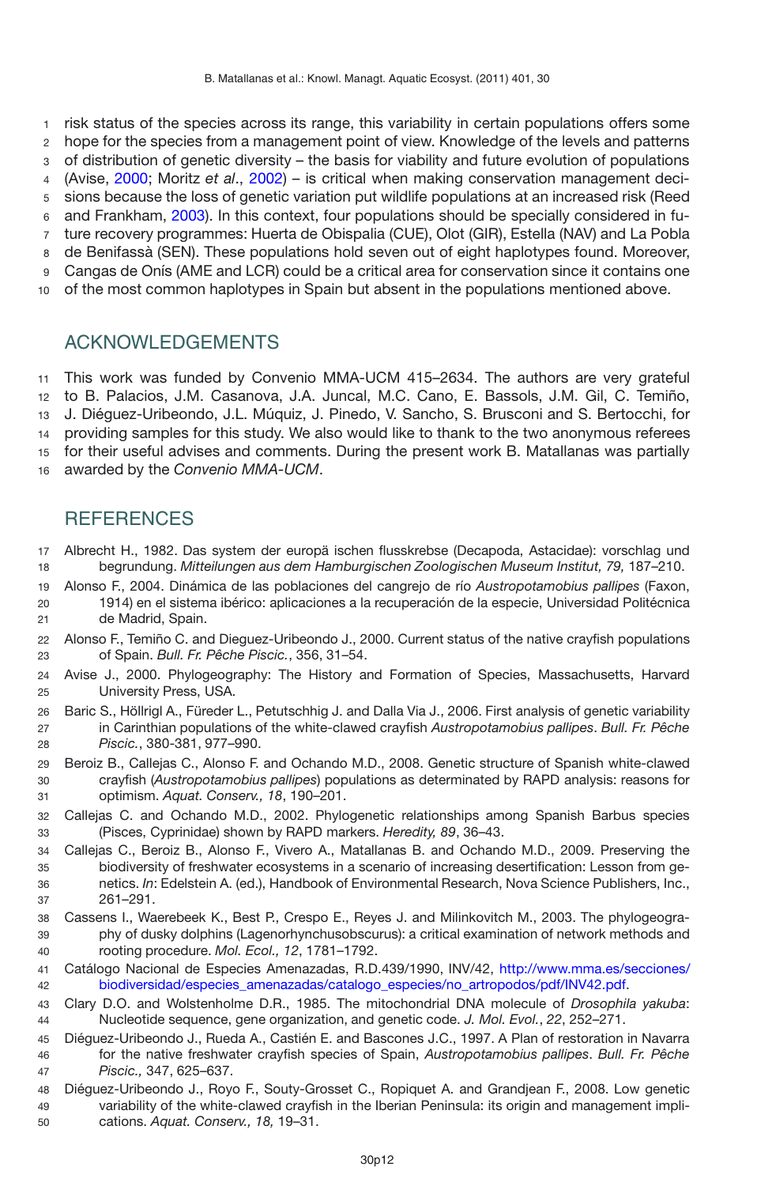risk status of the species across its range, this variability in certain populations offers some hope for the species from a management point of view. Knowledge of the levels and patterns of distribution of genetic diversity – the basis for viability and future evolution of populations (Avise, 2000; Moritz *et al*., 2002) – is critical when making conservation management decisions because the loss of genetic variation put wildlife populations at an increased risk (Reed and Frankham, 2003). In this context, four populations should be specially considered in future recovery programmes: Huerta de Obispalia (CUE), Olot (GIR), Estella (NAV) and La Pobla de Benifassà (SEN). These populations hold seven out of eight haplotypes found. Moreover, Cangas de Onís (AME and LCR) could be a critical area for conservation since it contains one of the most common haplotypes in Spain but absent in the populations mentioned above.

## ACKNOWLEDGEMENTS

This work was funded by Convenio MMA-UCM 415–2634. The authors are very grateful to B. Palacios, J.M. Casanova, J.A. Juncal, M.C. Cano, E. Bassols, J.M. Gil, C. Temiño, J. Diéguez-Uribeondo, J.L. Múquiz, J. Pinedo, V. Sancho, S. Brusconi and S. Bertocchi, for providing samples for this study. We also would like to thank to the two anonymous referees for their useful advises and comments. During the present work B. Matallanas was partially awarded by the *Convenio MMA-UCM*.

## REFERENCES

Albrecht H., 1982. Das system der europä ischen flusskrebse (Decapoda, Astacidae): vorschlag und begrundung. *Mitteilungen aus dem Hamburgischen Zoologischen Museum Institut, 79,* 187–210.

Alonso F., 2004. Dinámica de las poblaciones del cangrejo de río *Austropotamobius pallipes* (Faxon, 1914) en el sistema ibérico: aplicaciones a la recuperación de la especie, Universidad Politécnica de Madrid, Spain.

Alonso F., Temiño C. and Dieguez-Uribeondo J., 2000. Current status of the native crayfish populations of Spain. *Bull. Fr. Pêche Piscic.*, 356, 31–54.

Avise J., 2000. Phylogeography: The History and Formation of Species, Massachusetts, Harvard University Press, USA.

Baric S., Höllrigl A., Füreder L., Petutschnig J. and Dalla Via J., 2006. First analysis of genetic variability in Carinthian populations of the white-clawed crayfish *Austropotamobius pallipes*. *Bull. Fr. Pêche Piscic.*, 380-381, 977–990.

Beroiz B., Callejas C., Alonso F. and Ochando M.D., 2008. Genetic structure of Spanish white-clawed crayfish (*Austropotamobius pallipes*) populations as determinated by RAPD analysis: reasons for optimism. *Aquat. Conserv., 18*, 190–201.

Callejas C. and Ochando M.D., 2002. Phylogenetic relationships among Spanish Barbus species (Pisces, Cyprinidae) shown by RAPD markers. *Heredity, 89*, 36–43.

Callejas C., Beroiz B., Alonso F., Vivero A., Matallanas B. and Ochando M.D., 2009. Preserving the biodiversity of freshwater ecosystems in a scenario of increasing desertification: Lesson from genetics. *In*: Edelstein A. (ed.), Handbook of Environmental Research, Nova Science Publishers, Inc., 261–291.

Cassens I., Waerebeek K., Best P., Crespo E., Reyes J. and Milinkovitch M., 2003. The phylogeography of dusky dolphins (Lagenorhynchusobscurus): a critical examination of network methods and rooting procedure. *Mol. Ecol., 12*, 1781–1792.

Catálogo Nacional de Especies Amenazadas, R.D.439/1990, INV/42, http://www.mma.es/secciones/biodiversidad/especies_amenazadas/catalogo_especies/no_artropodos/pdf/INV42.pdf.

Clary D.O. and Wolstenholme D.R., 1985. The mitochondrial DNA molecule of *Drosophila yakuba*: Nucleotide sequence, gene organization, and genetic code. *J. Mol. Evol.*, *22*, 252–271.

Diéguez-Uribeondo J., Rueda A., Castién E. and Bascones J.C., 1997. A Plan of restoration in Navarra for the native freshwater crayfish species of Spain, *Austropotamobius pallipes*. *Bull. Fr. Pêche Piscic.,* 347, 625–637.

Diéguez-Uribeondo J., Royo F., Souty-Grosset C., Ropiquet A. and Grandjean F., 2008. Low genetic variability of the white-clawed crayfish in the Iberian Peninsula: its origin and management implications. *Aquat. Conserv., 18,* 19–31.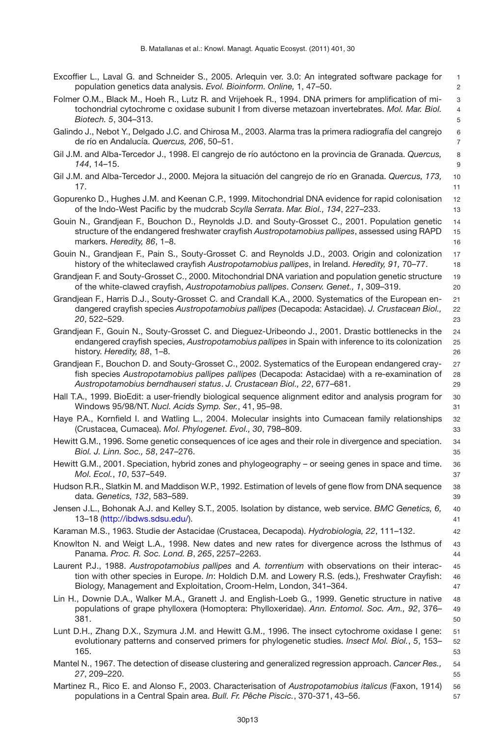Excoffier L., Laval G. and Schneider S., 2005. Arlequin ver. 3.0: An integrated software package for population genetics data analysis. *Evol. Bioinform. Online,* 1, 47–50.

Folmer O.M., Black M., Hoeh R., Lutz R. and Vrijehoek R., 1994. DNA primers for amplification of mitochondrial cytochrome c oxidase subunit I from diverse metazoan invertebrates. *Mol. Mar. Biol. Biotech. 5*, 304–313.

Galindo J., Nebot Y., Delgado J.C. and Chirosa M., 2003. Alarma tras la primera radiografía del cangrejo de río en Andalucía. *Quercus, 206*, 50–51.

Gil J.M. and Alba-Tercedor J., 1998. El cangrejo de río autóctono en la provincia de Granada. *Quercus, 144*, 14–15.

Gil J.M. and Alba-Tercedor J., 2000. Mejora la situación del cangrejo de río en Granada. *Quercus, 173,* 17.

Gopurenko D., Hughes J.M. and Keenan C.P., 1999. Mitochondrial DNA evidence for rapid colonisation of the Indo-West Pacific by the mudcrab *Scylla Serrata*. *Mar. Biol., 134*, 227–233.

Gouin N., Grandjean F., Bouchon D., Reynolds J.D. and Souty-Grosset C., 2001. Population genetic structure of the endangered freshwater crayfish *Austropotamobius pallipes*, assessed using RAPD markers. *Heredity, 86*, 1–8.

Gouin N., Grandjean F., Pain S., Souty-Grosset C. and Reynolds J.D., 2003. Origin and colonization history of the whiteclawed crayfish *Austropotamobius pallipes*, in Ireland. *Heredity, 91,* 70–77.

Grandjean F. and Souty-Grosset C., 2000. Mitochondrial DNA variation and population genetic structure of the white-clawed crayfish, *Austropotamobius pallipes*. *Conserv. Genet., 1*, 309–319.

Grandjean F., Harris D.J., Souty-Grosset C. and Crandall K.A., 2000. Systematics of the European endangered crayfish species *Austropotamobius pallipes* (Decapoda: Astacidae). *J. Crustacean Biol., 20*, 522–529.

Grandjean F., Gouin N., Souty-Grosset C. and Dieguez-Uribeondo J., 2001. Drastic bottlenecks in the endangered crayfish species, *Austropotamobius pallipes* in Spain with inference to its colonization history. *Heredity, 88*, 1–8.

Grandjean F., Bouchon D. and Souty-Grosset C., 2002. Systematics of the European endangered crayfish species *Austropotamobius pallipes pallipes* (Decapoda: Astacidae) with a re-examination of *Austropotamobius berndhauseri status*. *J. Crustacean Biol., 22*, 677–681.

Hall T.A., 1999. BioEdit: a user-friendly biological sequence alignment editor and analysis program for Windows 95/98/NT. *Nucl. Acids Symp. Ser.*, 41, 95–98.

Haye P.A., Kornfield I. and Watling L., 2004. Molecular insights into Cumacean family relationships (Crustacea, Cumacea). *Mol. Phylogenet. Evol., 30*, 798–809.

Hewitt G.M., 1996. Some genetic consequences of ice ages and their role in divergence and speciation. *Biol. J. Linn. Soc., 58*, 247–276.

Hewitt G.M., 2001. Speciation, hybrid zones and phylogeography – or seeing genes in space and time. *Mol. Ecol.*, *10*, 537–549.

Hudson R.R., Slatkin M. and Maddison W.P., 1992. Estimation of levels of gene flow from DNA sequence data. *Genetics, 132*, 583–589.

Jensen J.L., Bohonak A.J. and Kelley S.T., 2005. Isolation by distance, web service. *BMC Genetics, 6,* 13–18 (http://ibdws.sdsu.edu/).

Karaman M.S., 1963. Studie der Astacidae (Crustacea, Decapoda). *Hydrobiologia, 22*, 111–132.

Knowlton N. and Weigt L.A., 1998. New dates and new rates for divergence across the Isthmus of Panama. *Proc. R. Soc. Lond. B*, *265*, 2257–2263.

Laurent P.J., 1988. *Austropotamobius pallipes* and *A. torrentium* with observations on their interaction with other species in Europe. *In*: Holdich D.M. and Lowery R.S. (eds.), Freshwater Crayfish: Biology, Management and Exploitation, Croom-Helm, London, 341–364.

Lin H., Downie D.A., Walker M.A., Granett J. and English-Loeb G., 1999. Genetic structure in native populations of grape phylloxera (Homoptera: Phylloxeridae). *Ann. Entomol. Soc. Am., 92*, 376–381.

Lunt D.H., Zhang D.X., Szymura J.M. and Hewitt G.M., 1996. The insect cytochrome oxidase I gene: evolutionary patterns and conserved primers for phylogenetic studies. *Insect Mol. Biol.*, *5*, 153–165.

Mantel N., 1967. The detection of disease clustering and generalized regression approach. *Cancer Res., 27*, 209–220.

Martinez R., Rico E. and Alonso F., 2003. Characterisation of *Austropotamobius italicus* (Faxon, 1914) populations in a Central Spain area. *Bull. Fr. Pêche Piscic.*, 370-371, 43–56.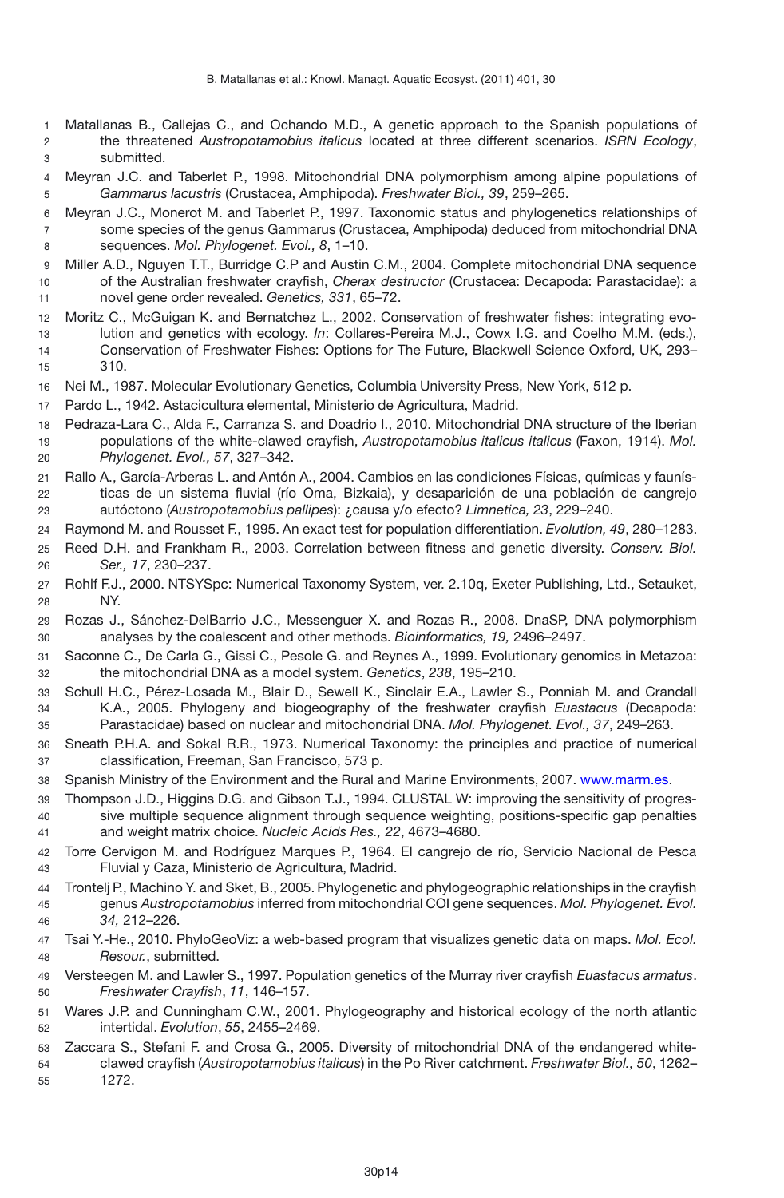Matallanas B., Callejas C., and Ochando M.D., A genetic approach to the Spanish populations of the threatened *Austropotamobius italicus* located at three different scenarios. *ISRN Ecology*, submitted.

Meyran J.C. and Taberlet P., 1998. Mitochondrial DNA polymorphism among alpine populations of *Gammarus lacustris* (Crustacea, Amphipoda). *Freshwater Biol., 39*, 259–265.

Meyran J.C., Monerot M. and Taberlet P., 1997. Taxonomic status and phylogenetics relationships of some species of the genus Gammarus (Crustacea, Amphipoda) deduced from mitochondrial DNA sequences. *Mol. Phylogenet. Evol., 8*, 1–10.

Miller A.D., Nguyen T.T., Burridge C.P and Austin C.M., 2004. Complete mitochondrial DNA sequence of the Australian freshwater crayfish, *Cherax destructor* (Crustacea: Decapoda: Parastacidae): a novel gene order revealed. *Genetics, 331*, 65–72.

Moritz C., McGuigan K. and Bernatchez L., 2002. Conservation of freshwater fishes: integrating evolution and genetics with ecology. *In*: Collares-Pereira M.J., Cowx I.G. and Coelho M.M. (eds.), Conservation of Freshwater Fishes: Options for The Future, Blackwell Science Oxford, UK, 293–310.

Nei M., 1987. Molecular Evolutionary Genetics, Columbia University Press, New York, 512 p.

Pardo L., 1942. Astacicultura elemental, Ministerio de Agricultura, Madrid.

Pedraza-Lara C., Alda F., Carranza S. and Doadrio I., 2010. Mitochondrial DNA structure of the Iberian populations of the white-clawed crayfish, *Austropotamobius italicus italicus* (Faxon, 1914). *Mol. Phylogenet. Evol., 57*, 327–342.

Rallo A., García-Arberas L. and Antón A., 2004. Cambios en las condiciones Físicas, químicas y faunísticas de un sistema fluvial (río Oma, Bizkaia), y desaparición de una población de cangrejo autóctono (*Austropotamobius pallipes*): ¿causa y/o efecto? *Limnetica, 23*, 229–240.

Raymond M. and Rousset F., 1995. An exact test for population differentiation. *Evolution, 49*, 280–1283.

Reed D.H. and Frankham R., 2003. Correlation between fitness and genetic diversity. *Conserv. Biol. Ser., 17*, 230–237.

Rohlf F.J., 2000. NTSYSpc: Numerical Taxonomy System, ver. 2.10q, Exeter Publishing, Ltd., Setauket, NY.

Rozas J., Sánchez-DelBarrio J.C., Messenguer X. and Rozas R., 2008. DnaSP, DNA polymorphism analyses by the coalescent and other methods. *Bioinformatics, 19,* 2496–2497.

Saconne C., De Carla G., Gissi C., Pesole G. and Reynes A., 1999. Evolutionary genomics in Metazoa: the mitochondrial DNA as a model system. *Genetics*, *238*, 195–210.

Schull H.C., Pérez-Losada M., Blair D., Sewell K., Sinclair E.A., Lawler S., Ponniah M. and Crandall K.A., 2005. Phylogeny and biogeography of the freshwater crayfish *Euastacus* (Decapoda: Parastacidae) based on nuclear and mitochondrial DNA. *Mol. Phylogenet. Evol., 37*, 249–263.

Sneath P.H.A. and Sokal R.R., 1973. Numerical Taxonomy: the principles and practice of numerical classification, Freeman, San Francisco, 573 p.

Spanish Ministry of the Environment and the Rural and Marine Environments, 2007. www.marm.es.

Thompson J.D., Higgins D.G. and Gibson T.J., 1994. CLUSTAL W: improving the sensitivity of progressive multiple sequence alignment through sequence weighting, positions-specific gap penalties and weight matrix choice. *Nucleic Acids Res., 22*, 4673–4680.

Torre Cervigon M. and Rodríguez Marques P., 1964. El cangrejo de río, Servicio Nacional de Pesca Fluvial y Caza, Ministerio de Agricultura, Madrid.

Trontelj P., Machino Y. and Sket, B., 2005. Phylogenetic and phylogeographic relationships in the crayfish genus *Austropotamobius* inferred from mitochondrial COI gene sequences. *Mol. Phylogenet. Evol. 34,* 212–226.

Tsai Y.-He., 2010. PhyloGeoViz: a web-based program that visualizes genetic data on maps. *Mol. Ecol. Resour.*, submitted.

Versteegen M. and Lawler S., 1997. Population genetics of the Murray river crayfish *Euastacus armatus*. *Freshwater Crayfish*, *11*, 146–157.

Wares J.P. and Cunningham C.W., 2001. Phylogeography and historical ecology of the north atlantic intertidal. *Evolution*, *55*, 2455–2469.

Zaccara S., Stefani F. and Crosa G., 2005. Diversity of mitochondrial DNA of the endangered white-clawed crayfish (*Austropotamobius italicus*) in the Po River catchment. *Freshwater Biol., 50*, 1262–1272.